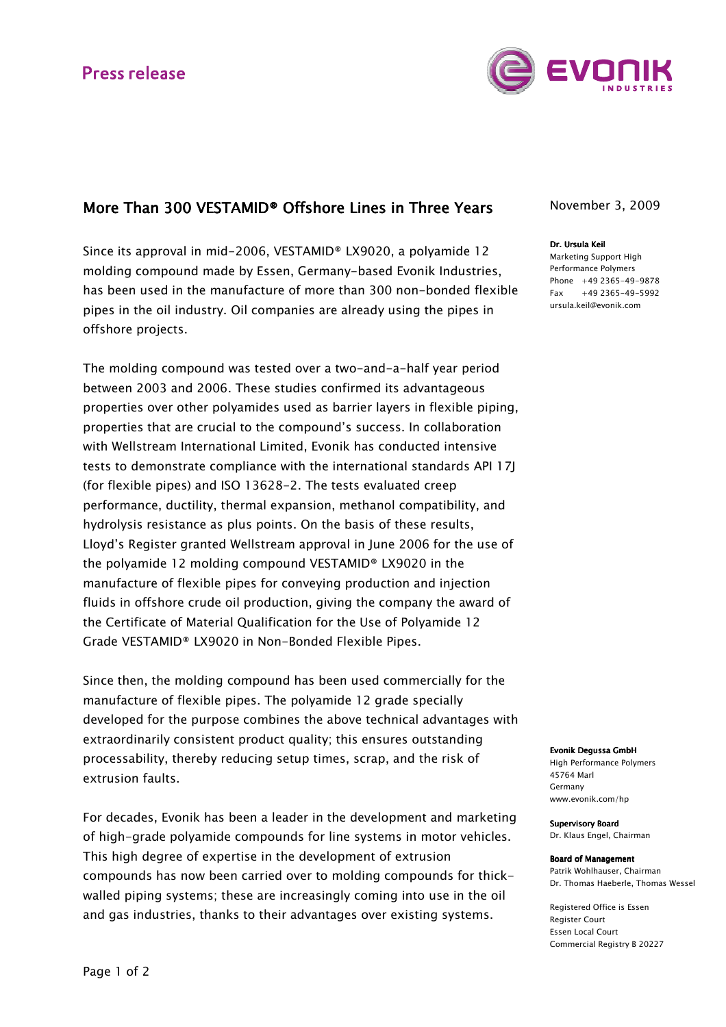Press release

# More Than 300 VESTAMID® Offshore Lines in Three Years

November 3, 2009

**Dr. Ursula Keil**
Marketing Support High Performance Polymers
Phone +49 2365-49-9878
Fax +49 2365-49-5992
ursula.keil@evonik.com

Since its approval in mid-2006, VESTAMID® LX9020, a polyamide 12 molding compound made by Essen, Germany-based Evonik Industries, has been used in the manufacture of more than 300 non-bonded flexible pipes in the oil industry. Oil companies are already using the pipes in offshore projects.

The molding compound was tested over a two-and-a-half year period between 2003 and 2006. These studies confirmed its advantageous properties over other polyamides used as barrier layers in flexible piping, properties that are crucial to the compound's success. In collaboration with Wellstream International Limited, Evonik has conducted intensive tests to demonstrate compliance with the international standards API 17J (for flexible pipes) and ISO 13628-2. The tests evaluated creep performance, ductility, thermal expansion, methanol compatibility, and hydrolysis resistance as plus points. On the basis of these results, Lloyd's Register granted Wellstream approval in June 2006 for the use of the polyamide 12 molding compound VESTAMID® LX9020 in the manufacture of flexible pipes for conveying production and injection fluids in offshore crude oil production, giving the company the award of the Certificate of Material Qualification for the Use of Polyamide 12 Grade VESTAMID® LX9020 in Non-Bonded Flexible Pipes.

Since then, the molding compound has been used commercially for the manufacture of flexible pipes. The polyamide 12 grade specially developed for the purpose combines the above technical advantages with extraordinarily consistent product quality; this ensures outstanding processability, thereby reducing setup times, scrap, and the risk of extrusion faults.

For decades, Evonik has been a leader in the development and marketing of high-grade polyamide compounds for line systems in motor vehicles. This high degree of expertise in the development of extrusion compounds has now been carried over to molding compounds for thick-walled piping systems; these are increasingly coming into use in the oil and gas industries, thanks to their advantages over existing systems.

**Evonik Degussa GmbH**
High Performance Polymers
45764 Marl
Germany
www.evonik.com/hp

**Supervisory Board**
Dr. Klaus Engel, Chairman

**Board of Management**
Patrik Wohlhauser, Chairman
Dr. Thomas Haeberle, Thomas Wessel

Registered Office is Essen
Register Court
Essen Local Court
Commercial Registry B 20227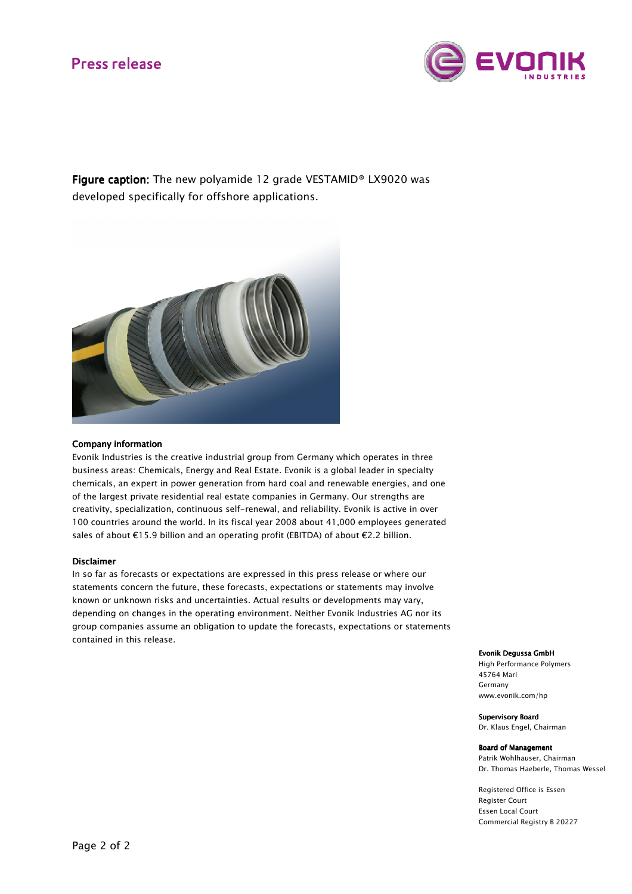**Figure caption:** The new polyamide 12 grade VESTAMID® LX9020 was developed specifically for offshore applications.

**Company information**

Evonik Industries is the creative industrial group from Germany which operates in three business areas: Chemicals, Energy and Real Estate. Evonik is a global leader in specialty chemicals, an expert in power generation from hard coal and renewable energies, and one of the largest private residential real estate companies in Germany. Our strengths are creativity, specialization, continuous self-renewal, and reliability. Evonik is active in over 100 countries around the world. In its fiscal year 2008 about 41,000 employees generated sales of about €15.9 billion and an operating profit (EBITDA) of about €2.2 billion.

**Disclaimer**

In so far as forecasts or expectations are expressed in this press release or where our statements concern the future, these forecasts, expectations or statements may involve known or unknown risks and uncertainties. Actual results or developments may vary, depending on changes in the operating environment. Neither Evonik Industries AG nor its group companies assume an obligation to update the forecasts, expectations or statements contained in this release.

**Evonik Degussa GmbH**
High Performance Polymers
45764 Marl
Germany
www.evonik.com/hp

**Supervisory Board**
Dr. Klaus Engel, Chairman

**Board of Management**
Patrik Wohlhauser, Chairman
Dr. Thomas Haeberle, Thomas Wessel

Registered Office is Essen
Register Court
Essen Local Court
Commercial Registry B 20227